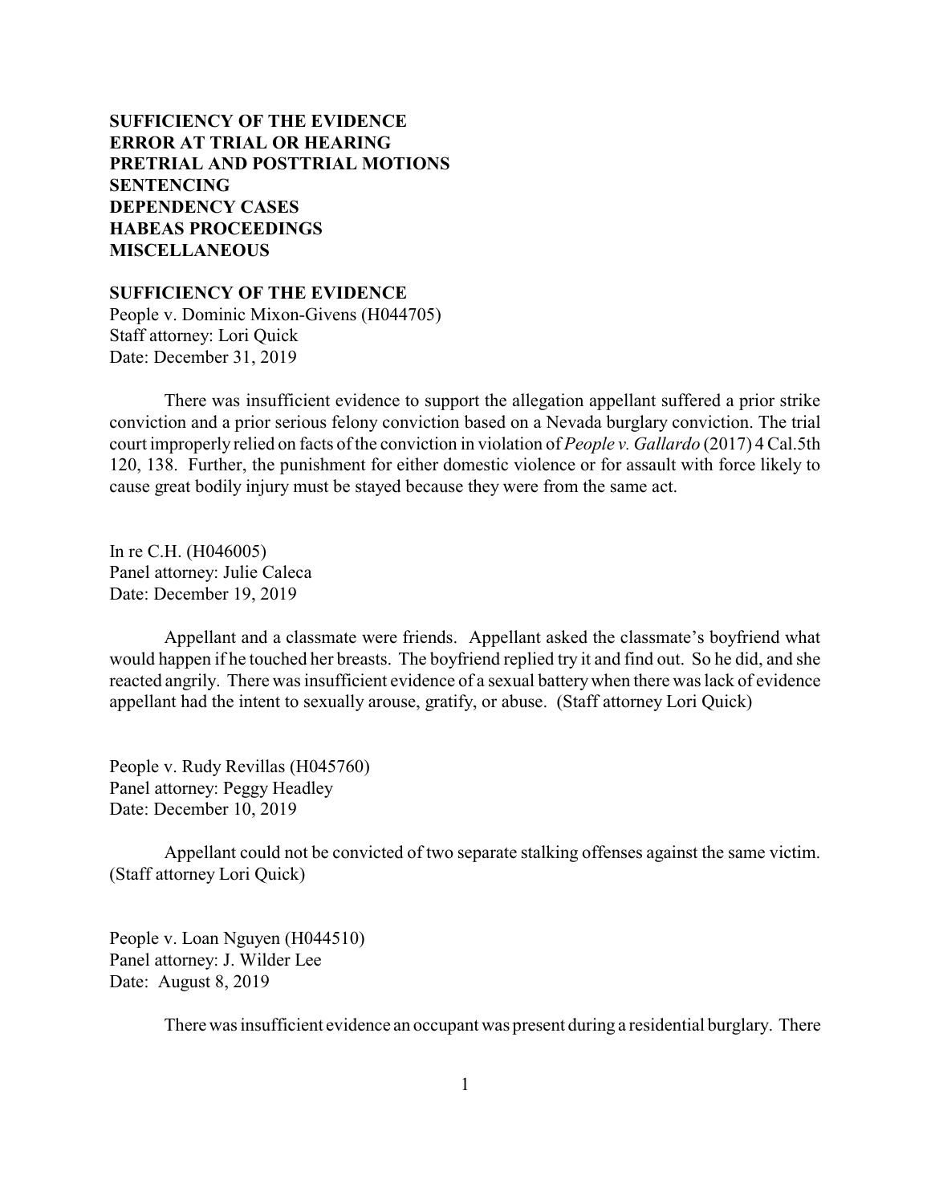**SUFFICIENCY OF THE EVIDENCE**
**ERROR AT TRIAL OR HEARING**
**PRETRIAL AND POSTTRIAL MOTIONS**
**SENTENCING**
**DEPENDENCY CASES**
**HABEAS PROCEEDINGS**
**MISCELLANEOUS**

## SUFFICIENCY OF THE EVIDENCE

People v. Dominic Mixon-Givens (H044705)
Staff attorney: Lori Quick
Date: December 31, 2019

There was insufficient evidence to support the allegation appellant suffered a prior strike conviction and a prior serious felony conviction based on a Nevada burglary conviction. The trial court improperly relied on facts of the conviction in violation of *People v. Gallardo* (2017) 4 Cal.5th 120, 138. Further, the punishment for either domestic violence or for assault with force likely to cause great bodily injury must be stayed because they were from the same act.

In re C.H. (H046005)
Panel attorney: Julie Caleca
Date: December 19, 2019

Appellant and a classmate were friends. Appellant asked the classmate's boyfriend what would happen if he touched her breasts. The boyfriend replied try it and find out. So he did, and she reacted angrily. There was insufficient evidence of a sexual battery when there was lack of evidence appellant had the intent to sexually arouse, gratify, or abuse. (Staff attorney Lori Quick)

People v. Rudy Revillas (H045760)
Panel attorney: Peggy Headley
Date: December 10, 2019

Appellant could not be convicted of two separate stalking offenses against the same victim. (Staff attorney Lori Quick)

People v. Loan Nguyen (H044510)
Panel attorney: J. Wilder Lee
Date: August 8, 2019

There was insufficient evidence an occupant was present during a residential burglary. There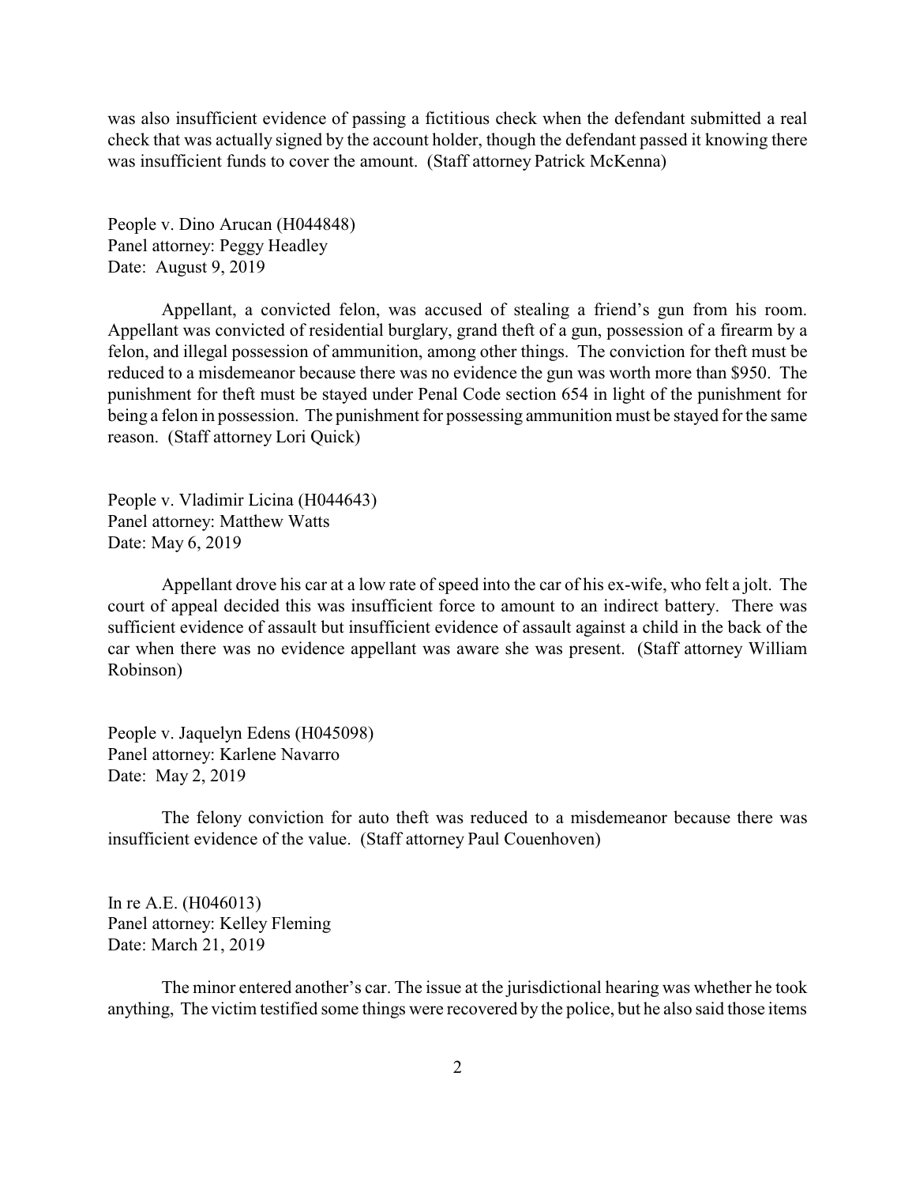was also insufficient evidence of passing a fictitious check when the defendant submitted a real check that was actually signed by the account holder, though the defendant passed it knowing there was insufficient funds to cover the amount. (Staff attorney Patrick McKenna)

People v. Dino Arucan (H044848)
Panel attorney: Peggy Headley
Date: August 9, 2019

Appellant, a convicted felon, was accused of stealing a friend's gun from his room. Appellant was convicted of residential burglary, grand theft of a gun, possession of a firearm by a felon, and illegal possession of ammunition, among other things. The conviction for theft must be reduced to a misdemeanor because there was no evidence the gun was worth more than $950. The punishment for theft must be stayed under Penal Code section 654 in light of the punishment for being a felon in possession. The punishment for possessing ammunition must be stayed for the same reason. (Staff attorney Lori Quick)

People v. Vladimir Licina (H044643)
Panel attorney: Matthew Watts
Date: May 6, 2019

Appellant drove his car at a low rate of speed into the car of his ex-wife, who felt a jolt. The court of appeal decided this was insufficient force to amount to an indirect battery. There was sufficient evidence of assault but insufficient evidence of assault against a child in the back of the car when there was no evidence appellant was aware she was present. (Staff attorney William Robinson)

People v. Jaquelyn Edens (H045098)
Panel attorney: Karlene Navarro
Date: May 2, 2019

The felony conviction for auto theft was reduced to a misdemeanor because there was insufficient evidence of the value. (Staff attorney Paul Couenhoven)

In re A.E. (H046013)
Panel attorney: Kelley Fleming
Date: March 21, 2019

The minor entered another's car. The issue at the jurisdictional hearing was whether he took anything, The victim testified some things were recovered by the police, but he also said those items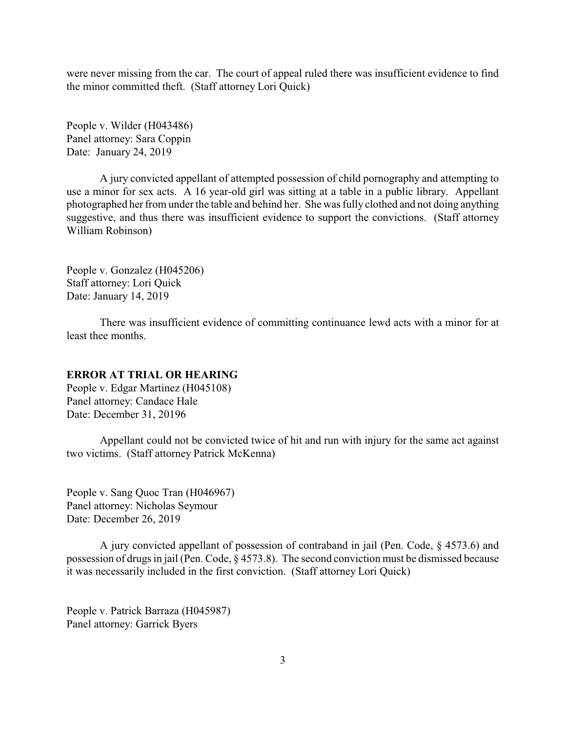were never missing from the car. The court of appeal ruled there was insufficient evidence to find the minor committed theft. (Staff attorney Lori Quick)

People v. Wilder (H043486)
Panel attorney: Sara Coppin
Date: January 24, 2019

A jury convicted appellant of attempted possession of child pornography and attempting to use a minor for sex acts. A 16 year-old girl was sitting at a table in a public library. Appellant photographed her from under the table and behind her. She was fully clothed and not doing anything suggestive, and thus there was insufficient evidence to support the convictions. (Staff attorney William Robinson)

People v. Gonzalez (H045206)
Staff attorney: Lori Quick
Date: January 14, 2019

There was insufficient evidence of committing continuance lewd acts with a minor for at least thee months.

**ERROR AT TRIAL OR HEARING**

People v. Edgar Martinez (H045108)
Panel attorney: Candace Hale
Date: December 31, 20196

Appellant could not be convicted twice of hit and run with injury for the same act against two victims. (Staff attorney Patrick McKenna)

People v. Sang Quoc Tran (H046967)
Panel attorney: Nicholas Seymour
Date: December 26, 2019

A jury convicted appellant of possession of contraband in jail (Pen. Code, § 4573.6) and possession of drugs in jail (Pen. Code, § 4573.8). The second conviction must be dismissed because it was necessarily included in the first conviction. (Staff attorney Lori Quick)

People v. Patrick Barraza (H045987)
Panel attorney: Garrick Byers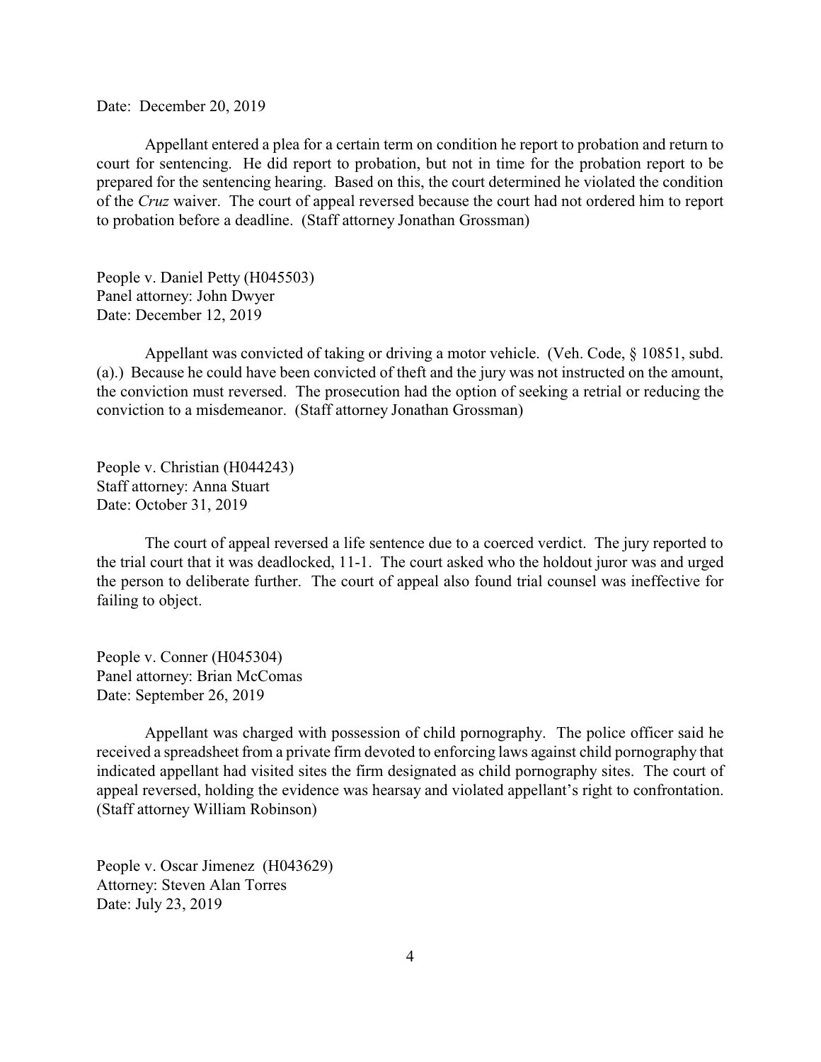Date: December 20, 2019

Appellant entered a plea for a certain term on condition he report to probation and return to court for sentencing. He did report to probation, but not in time for the probation report to be prepared for the sentencing hearing. Based on this, the court determined he violated the condition of the *Cruz* waiver. The court of appeal reversed because the court had not ordered him to report to probation before a deadline. (Staff attorney Jonathan Grossman)

People v. Daniel Petty (H045503)
Panel attorney: John Dwyer
Date: December 12, 2019

Appellant was convicted of taking or driving a motor vehicle. (Veh. Code, § 10851, subd. (a).) Because he could have been convicted of theft and the jury was not instructed on the amount, the conviction must reversed. The prosecution had the option of seeking a retrial or reducing the conviction to a misdemeanor. (Staff attorney Jonathan Grossman)

People v. Christian (H044243)
Staff attorney: Anna Stuart
Date: October 31, 2019

The court of appeal reversed a life sentence due to a coerced verdict. The jury reported to the trial court that it was deadlocked, 11-1. The court asked who the holdout juror was and urged the person to deliberate further. The court of appeal also found trial counsel was ineffective for failing to object.

People v. Conner (H045304)
Panel attorney: Brian McComas
Date: September 26, 2019

Appellant was charged with possession of child pornography. The police officer said he received a spreadsheet from a private firm devoted to enforcing laws against child pornography that indicated appellant had visited sites the firm designated as child pornography sites. The court of appeal reversed, holding the evidence was hearsay and violated appellant's right to confrontation. (Staff attorney William Robinson)

People v. Oscar Jimenez (H043629)
Attorney: Steven Alan Torres
Date: July 23, 2019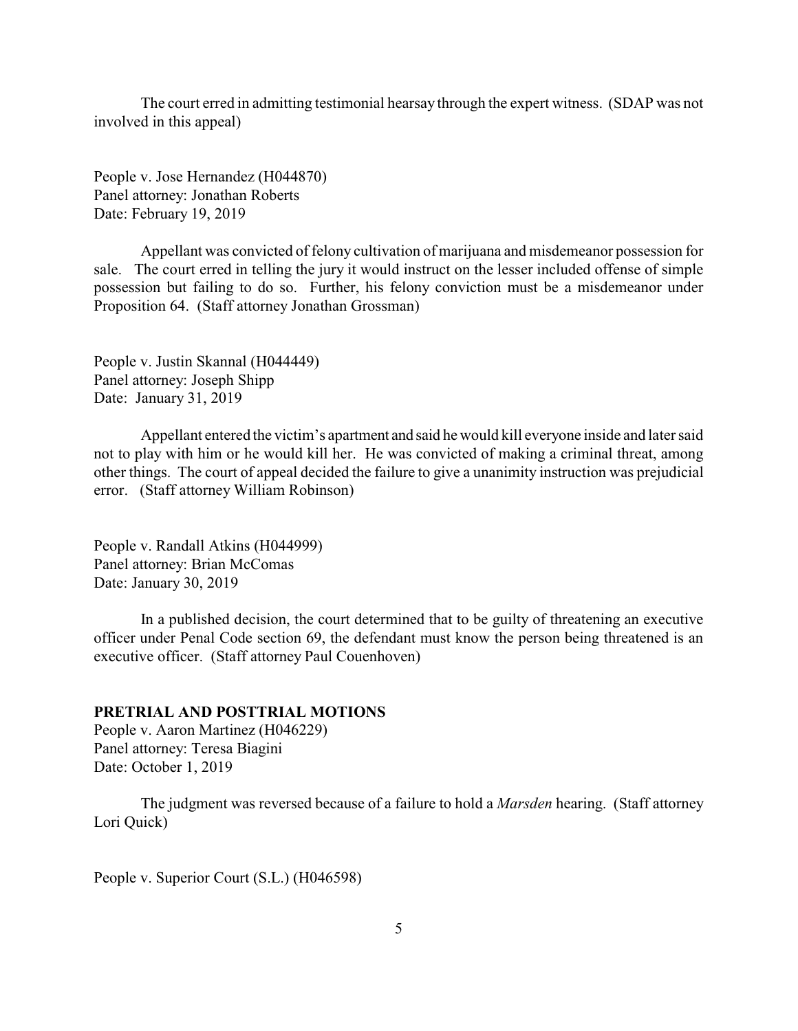The court erred in admitting testimonial hearsay through the expert witness. (SDAP was not involved in this appeal)

People v. Jose Hernandez (H044870)
Panel attorney: Jonathan Roberts
Date: February 19, 2019

Appellant was convicted of felony cultivation of marijuana and misdemeanor possession for sale. The court erred in telling the jury it would instruct on the lesser included offense of simple possession but failing to do so. Further, his felony conviction must be a misdemeanor under Proposition 64. (Staff attorney Jonathan Grossman)

People v. Justin Skannal (H044449)
Panel attorney: Joseph Shipp
Date: January 31, 2019

Appellant entered the victim's apartment and said he would kill everyone inside and later said not to play with him or he would kill her. He was convicted of making a criminal threat, among other things. The court of appeal decided the failure to give a unanimity instruction was prejudicial error. (Staff attorney William Robinson)

People v. Randall Atkins (H044999)
Panel attorney: Brian McComas
Date: January 30, 2019

In a published decision, the court determined that to be guilty of threatening an executive officer under Penal Code section 69, the defendant must know the person being threatened is an executive officer. (Staff attorney Paul Couenhoven)

**PRETRIAL AND POSTTRIAL MOTIONS**

People v. Aaron Martinez (H046229)
Panel attorney: Teresa Biagini
Date: October 1, 2019

The judgment was reversed because of a failure to hold a *Marsden* hearing. (Staff attorney Lori Quick)

People v. Superior Court (S.L.) (H046598)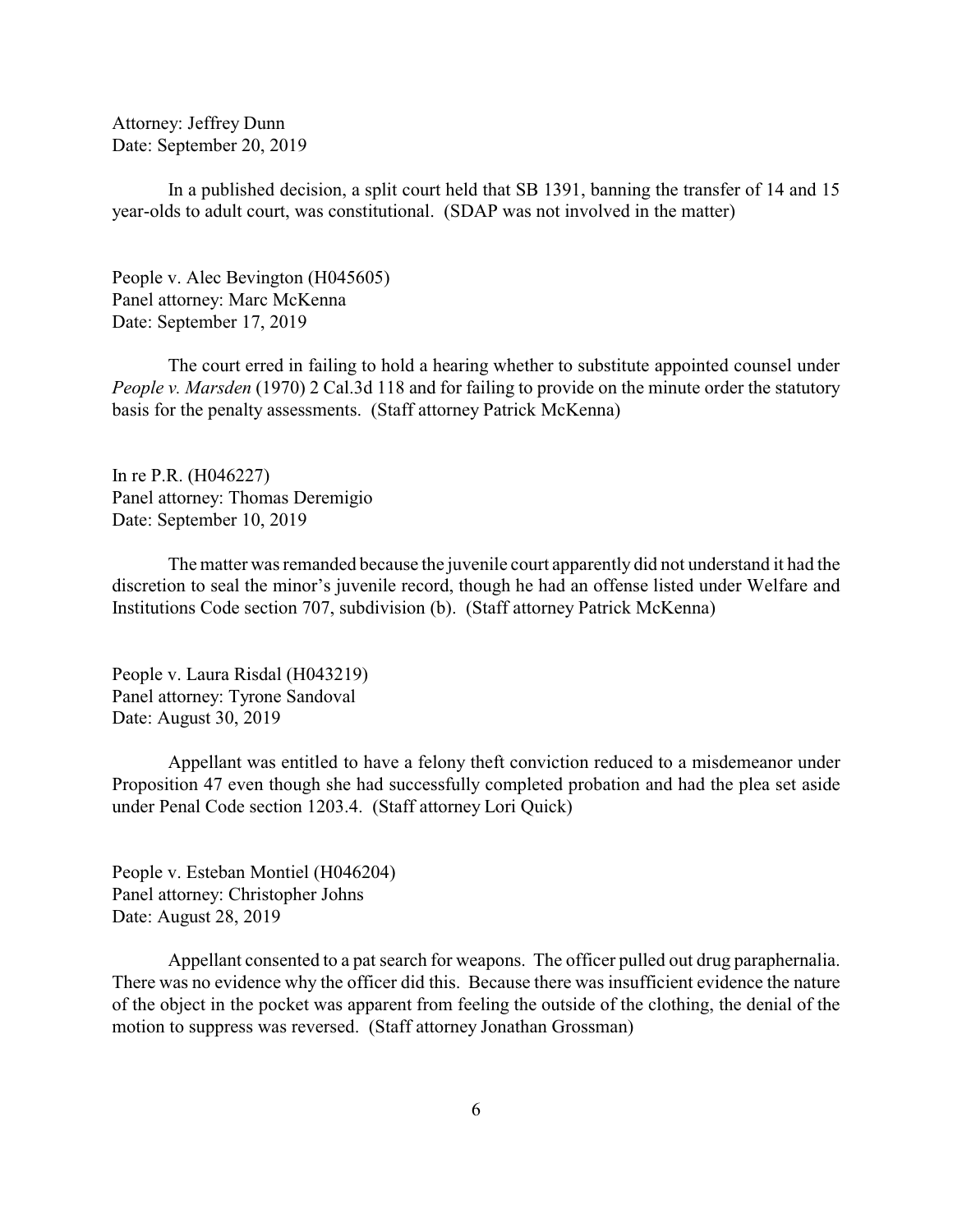Attorney: Jeffrey Dunn
Date: September 20, 2019

In a published decision, a split court held that SB 1391, banning the transfer of 14 and 15 year-olds to adult court, was constitutional. (SDAP was not involved in the matter)

People v. Alec Bevington (H045605)
Panel attorney: Marc McKenna
Date: September 17, 2019

The court erred in failing to hold a hearing whether to substitute appointed counsel under *People v. Marsden* (1970) 2 Cal.3d 118 and for failing to provide on the minute order the statutory basis for the penalty assessments. (Staff attorney Patrick McKenna)

In re P.R. (H046227)
Panel attorney: Thomas Deremigio
Date: September 10, 2019

The matter was remanded because the juvenile court apparently did not understand it had the discretion to seal the minor's juvenile record, though he had an offense listed under Welfare and Institutions Code section 707, subdivision (b). (Staff attorney Patrick McKenna)

People v. Laura Risdal (H043219)
Panel attorney: Tyrone Sandoval
Date: August 30, 2019

Appellant was entitled to have a felony theft conviction reduced to a misdemeanor under Proposition 47 even though she had successfully completed probation and had the plea set aside under Penal Code section 1203.4. (Staff attorney Lori Quick)

People v. Esteban Montiel (H046204)
Panel attorney: Christopher Johns
Date: August 28, 2019

Appellant consented to a pat search for weapons. The officer pulled out drug paraphernalia. There was no evidence why the officer did this. Because there was insufficient evidence the nature of the object in the pocket was apparent from feeling the outside of the clothing, the denial of the motion to suppress was reversed. (Staff attorney Jonathan Grossman)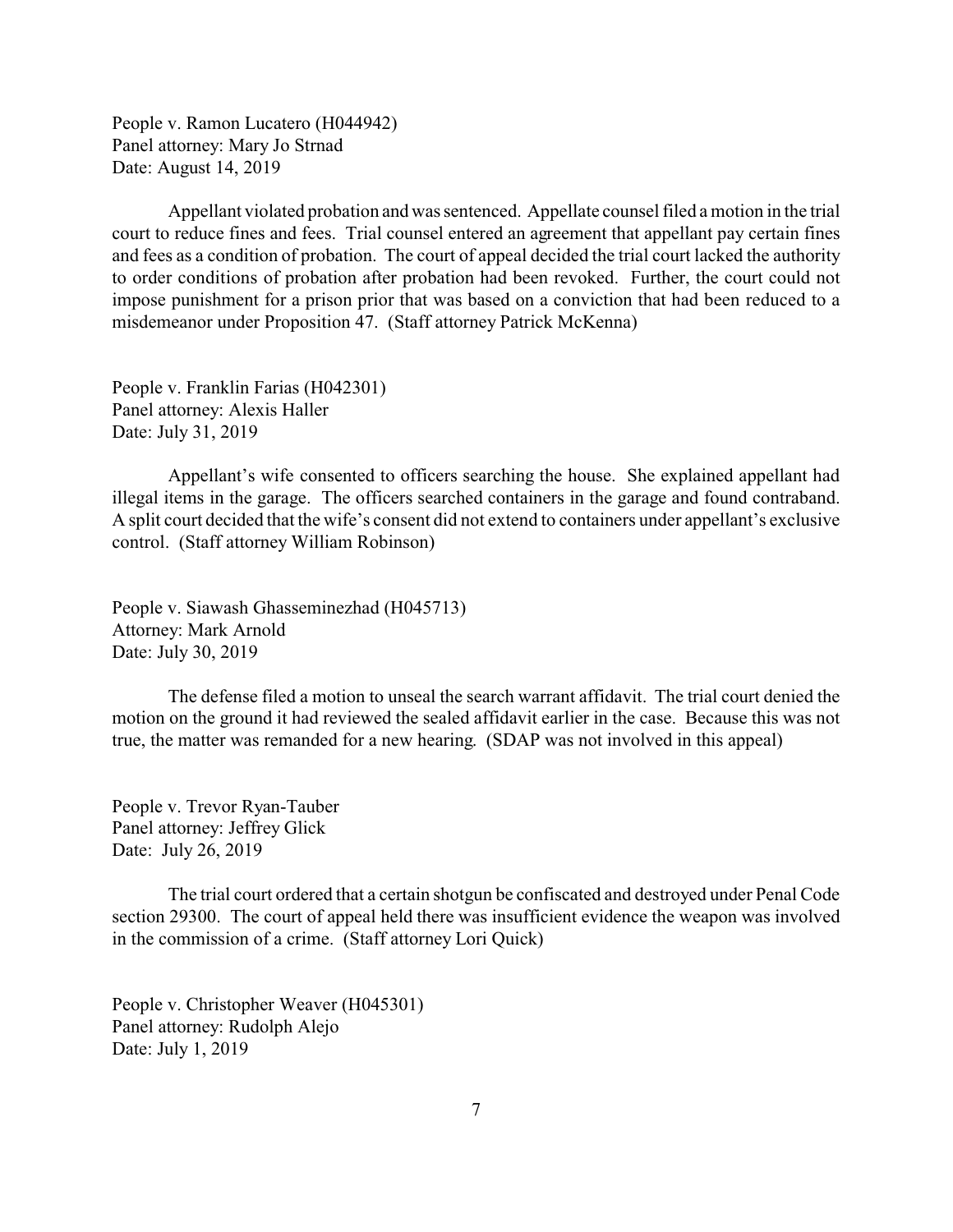People v. Ramon Lucatero (H044942)
Panel attorney: Mary Jo Strnad
Date: August 14, 2019

Appellant violated probation and was sentenced. Appellate counsel filed a motion in the trial court to reduce fines and fees. Trial counsel entered an agreement that appellant pay certain fines and fees as a condition of probation. The court of appeal decided the trial court lacked the authority to order conditions of probation after probation had been revoked. Further, the court could not impose punishment for a prison prior that was based on a conviction that had been reduced to a misdemeanor under Proposition 47. (Staff attorney Patrick McKenna)

People v. Franklin Farias (H042301)
Panel attorney: Alexis Haller
Date: July 31, 2019

Appellant's wife consented to officers searching the house. She explained appellant had illegal items in the garage. The officers searched containers in the garage and found contraband. A split court decided that the wife's consent did not extend to containers under appellant's exclusive control. (Staff attorney William Robinson)

People v. Siawash Ghasseminezhad (H045713)
Attorney: Mark Arnold
Date: July 30, 2019

The defense filed a motion to unseal the search warrant affidavit. The trial court denied the motion on the ground it had reviewed the sealed affidavit earlier in the case. Because this was not true, the matter was remanded for a new hearing. (SDAP was not involved in this appeal)

People v. Trevor Ryan-Tauber
Panel attorney: Jeffrey Glick
Date: July 26, 2019

The trial court ordered that a certain shotgun be confiscated and destroyed under Penal Code section 29300. The court of appeal held there was insufficient evidence the weapon was involved in the commission of a crime. (Staff attorney Lori Quick)

People v. Christopher Weaver (H045301)
Panel attorney: Rudolph Alejo
Date: July 1, 2019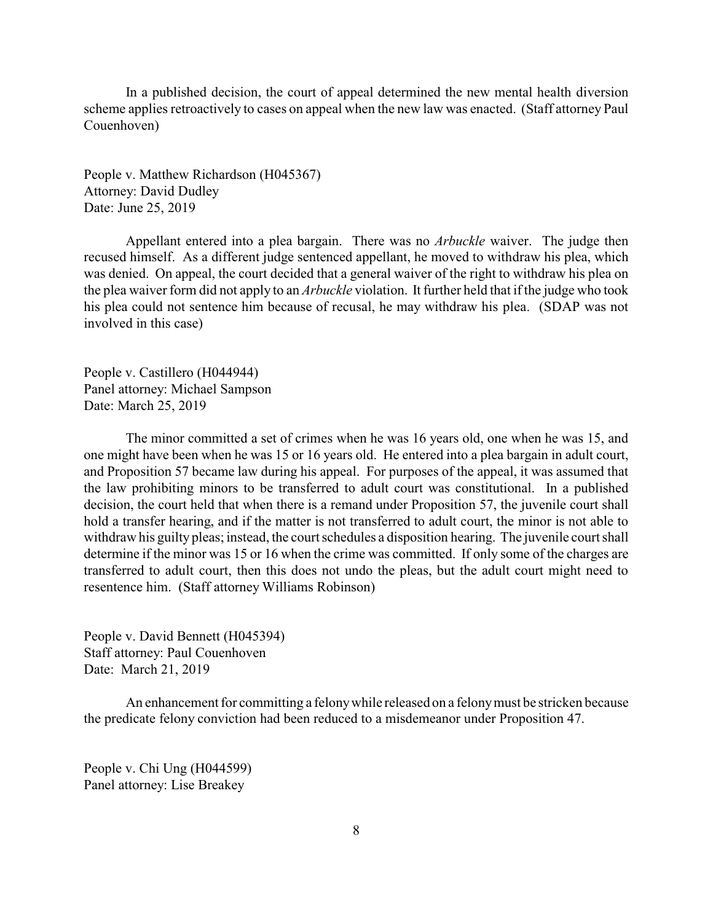In a published decision, the court of appeal determined the new mental health diversion scheme applies retroactively to cases on appeal when the new law was enacted. (Staff attorney Paul Couenhoven)

People v. Matthew Richardson (H045367)
Attorney: David Dudley
Date: June 25, 2019

Appellant entered into a plea bargain. There was no *Arbuckle* waiver. The judge then recused himself. As a different judge sentenced appellant, he moved to withdraw his plea, which was denied. On appeal, the court decided that a general waiver of the right to withdraw his plea on the plea waiver form did not apply to an *Arbuckle* violation. It further held that if the judge who took his plea could not sentence him because of recusal, he may withdraw his plea. (SDAP was not involved in this case)

People v. Castillero (H044944)
Panel attorney: Michael Sampson
Date: March 25, 2019

The minor committed a set of crimes when he was 16 years old, one when he was 15, and one might have been when he was 15 or 16 years old. He entered into a plea bargain in adult court, and Proposition 57 became law during his appeal. For purposes of the appeal, it was assumed that the law prohibiting minors to be transferred to adult court was constitutional. In a published decision, the court held that when there is a remand under Proposition 57, the juvenile court shall hold a transfer hearing, and if the matter is not transferred to adult court, the minor is not able to withdraw his guilty pleas; instead, the court schedules a disposition hearing. The juvenile court shall determine if the minor was 15 or 16 when the crime was committed. If only some of the charges are transferred to adult court, then this does not undo the pleas, but the adult court might need to resentence him. (Staff attorney Williams Robinson)

People v. David Bennett (H045394)
Staff attorney: Paul Couenhoven
Date: March 21, 2019

An enhancement for committing a felony while released on a felony must be stricken because the predicate felony conviction had been reduced to a misdemeanor under Proposition 47.

People v. Chi Ung (H044599)
Panel attorney: Lise Breakey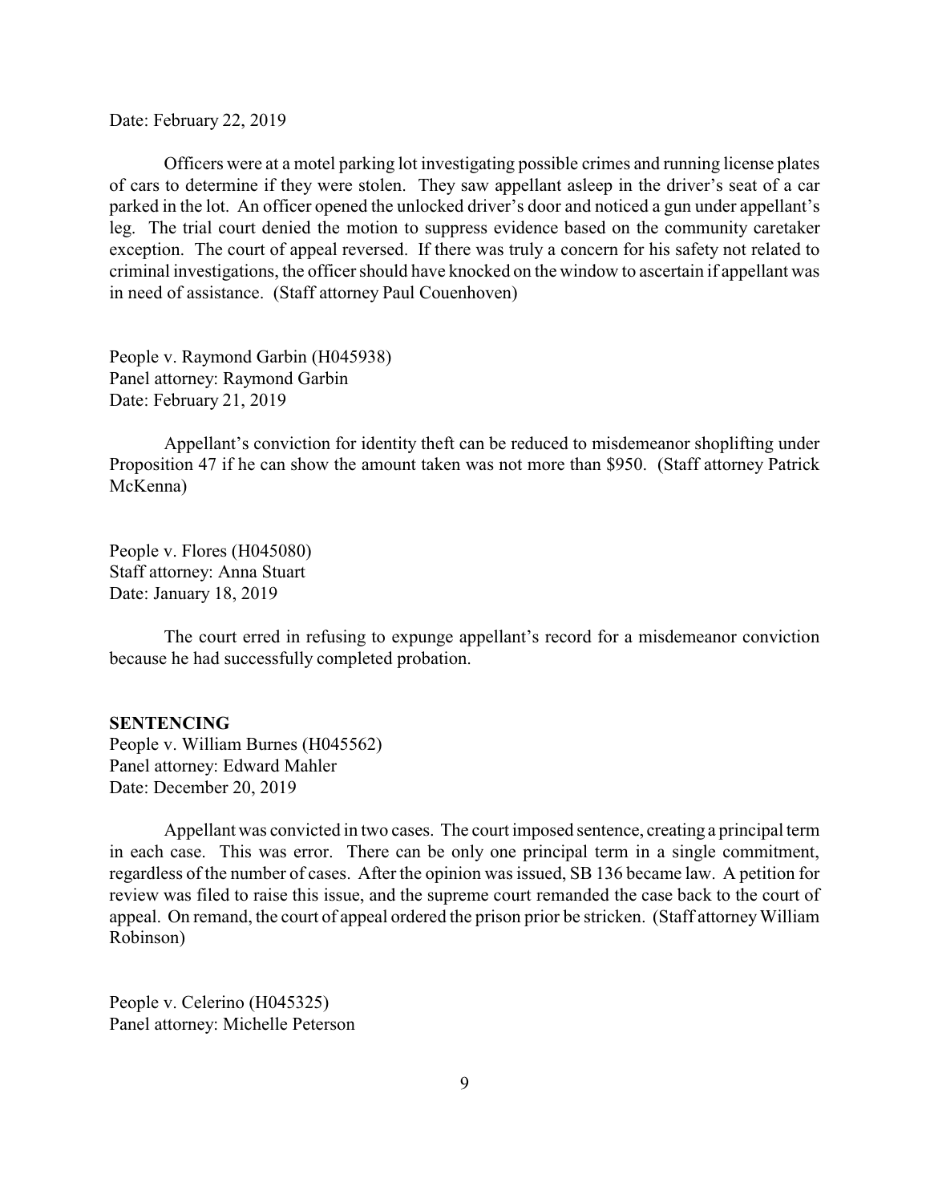Date: February 22, 2019

Officers were at a motel parking lot investigating possible crimes and running license plates of cars to determine if they were stolen. They saw appellant asleep in the driver's seat of a car parked in the lot. An officer opened the unlocked driver's door and noticed a gun under appellant's leg. The trial court denied the motion to suppress evidence based on the community caretaker exception. The court of appeal reversed. If there was truly a concern for his safety not related to criminal investigations, the officer should have knocked on the window to ascertain if appellant was in need of assistance. (Staff attorney Paul Couenhoven)

People v. Raymond Garbin (H045938)
Panel attorney: Raymond Garbin
Date: February 21, 2019

Appellant's conviction for identity theft can be reduced to misdemeanor shoplifting under Proposition 47 if he can show the amount taken was not more than $950. (Staff attorney Patrick McKenna)

People v. Flores (H045080)
Staff attorney: Anna Stuart
Date: January 18, 2019

The court erred in refusing to expunge appellant's record for a misdemeanor conviction because he had successfully completed probation.

**SENTENCING**

People v. William Burnes (H045562)
Panel attorney: Edward Mahler
Date: December 20, 2019

Appellant was convicted in two cases. The court imposed sentence, creating a principal term in each case. This was error. There can be only one principal term in a single commitment, regardless of the number of cases. After the opinion was issued, SB 136 became law. A petition for review was filed to raise this issue, and the supreme court remanded the case back to the court of appeal. On remand, the court of appeal ordered the prison prior be stricken. (Staff attorney William Robinson)

People v. Celerino (H045325)
Panel attorney: Michelle Peterson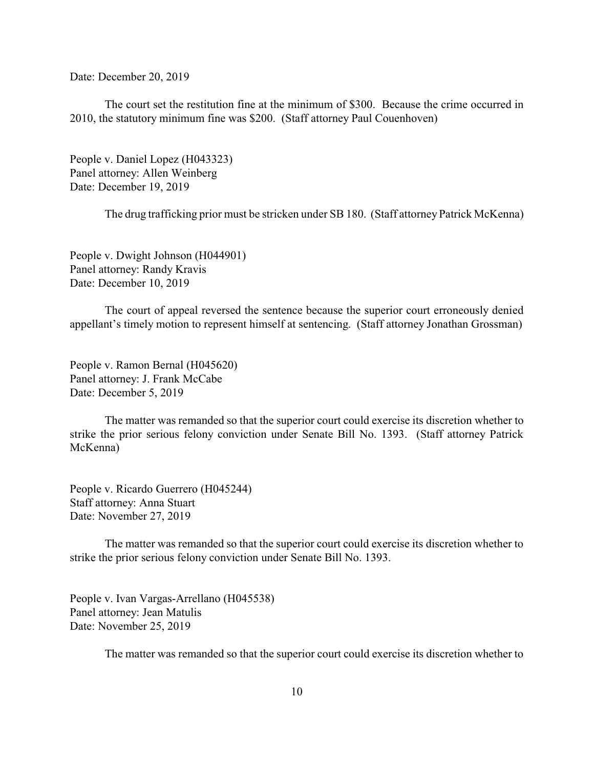Date: December 20, 2019

The court set the restitution fine at the minimum of $300. Because the crime occurred in 2010, the statutory minimum fine was $200. (Staff attorney Paul Couenhoven)

People v. Daniel Lopez (H043323)
Panel attorney: Allen Weinberg
Date: December 19, 2019

The drug trafficking prior must be stricken under SB 180. (Staff attorney Patrick McKenna)

People v. Dwight Johnson (H044901)
Panel attorney: Randy Kravis
Date: December 10, 2019

The court of appeal reversed the sentence because the superior court erroneously denied appellant's timely motion to represent himself at sentencing. (Staff attorney Jonathan Grossman)

People v. Ramon Bernal (H045620)
Panel attorney: J. Frank McCabe
Date: December 5, 2019

The matter was remanded so that the superior court could exercise its discretion whether to strike the prior serious felony conviction under Senate Bill No. 1393. (Staff attorney Patrick McKenna)

People v. Ricardo Guerrero (H045244)
Staff attorney: Anna Stuart
Date: November 27, 2019

The matter was remanded so that the superior court could exercise its discretion whether to strike the prior serious felony conviction under Senate Bill No. 1393.

People v. Ivan Vargas-Arrellano (H045538)
Panel attorney: Jean Matulis
Date: November 25, 2019

The matter was remanded so that the superior court could exercise its discretion whether to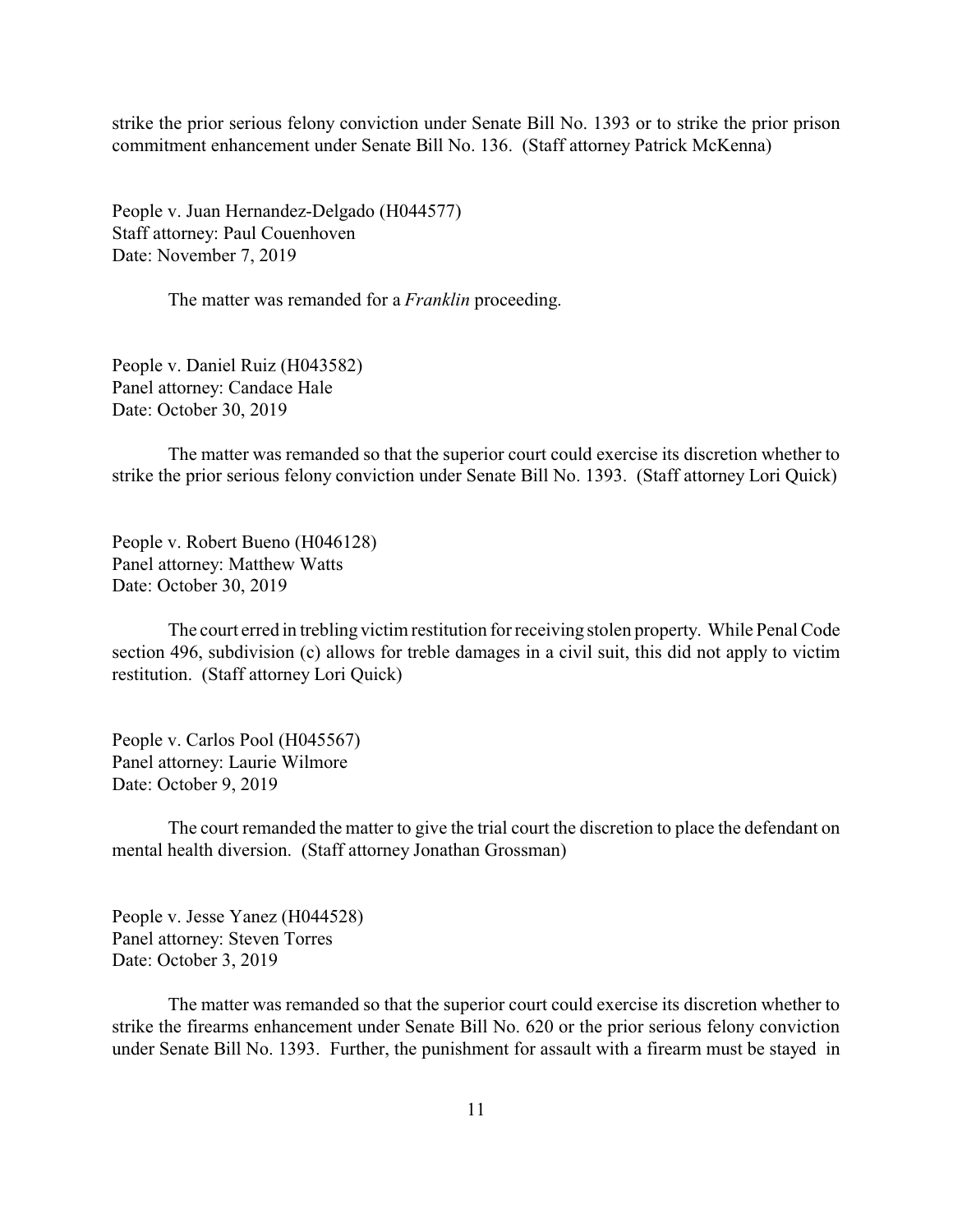strike the prior serious felony conviction under Senate Bill No. 1393 or to strike the prior prison commitment enhancement under Senate Bill No. 136. (Staff attorney Patrick McKenna)

People v. Juan Hernandez-Delgado (H044577)
Staff attorney: Paul Couenhoven
Date: November 7, 2019

The matter was remanded for a *Franklin* proceeding.

People v. Daniel Ruiz (H043582)
Panel attorney: Candace Hale
Date: October 30, 2019

The matter was remanded so that the superior court could exercise its discretion whether to strike the prior serious felony conviction under Senate Bill No. 1393. (Staff attorney Lori Quick)

People v. Robert Bueno (H046128)
Panel attorney: Matthew Watts
Date: October 30, 2019

The court erred in trebling victim restitution for receiving stolen property. While Penal Code section 496, subdivision (c) allows for treble damages in a civil suit, this did not apply to victim restitution. (Staff attorney Lori Quick)

People v. Carlos Pool (H045567)
Panel attorney: Laurie Wilmore
Date: October 9, 2019

The court remanded the matter to give the trial court the discretion to place the defendant on mental health diversion. (Staff attorney Jonathan Grossman)

People v. Jesse Yanez (H044528)
Panel attorney: Steven Torres
Date: October 3, 2019

The matter was remanded so that the superior court could exercise its discretion whether to strike the firearms enhancement under Senate Bill No. 620 or the prior serious felony conviction under Senate Bill No. 1393. Further, the punishment for assault with a firearm must be stayed in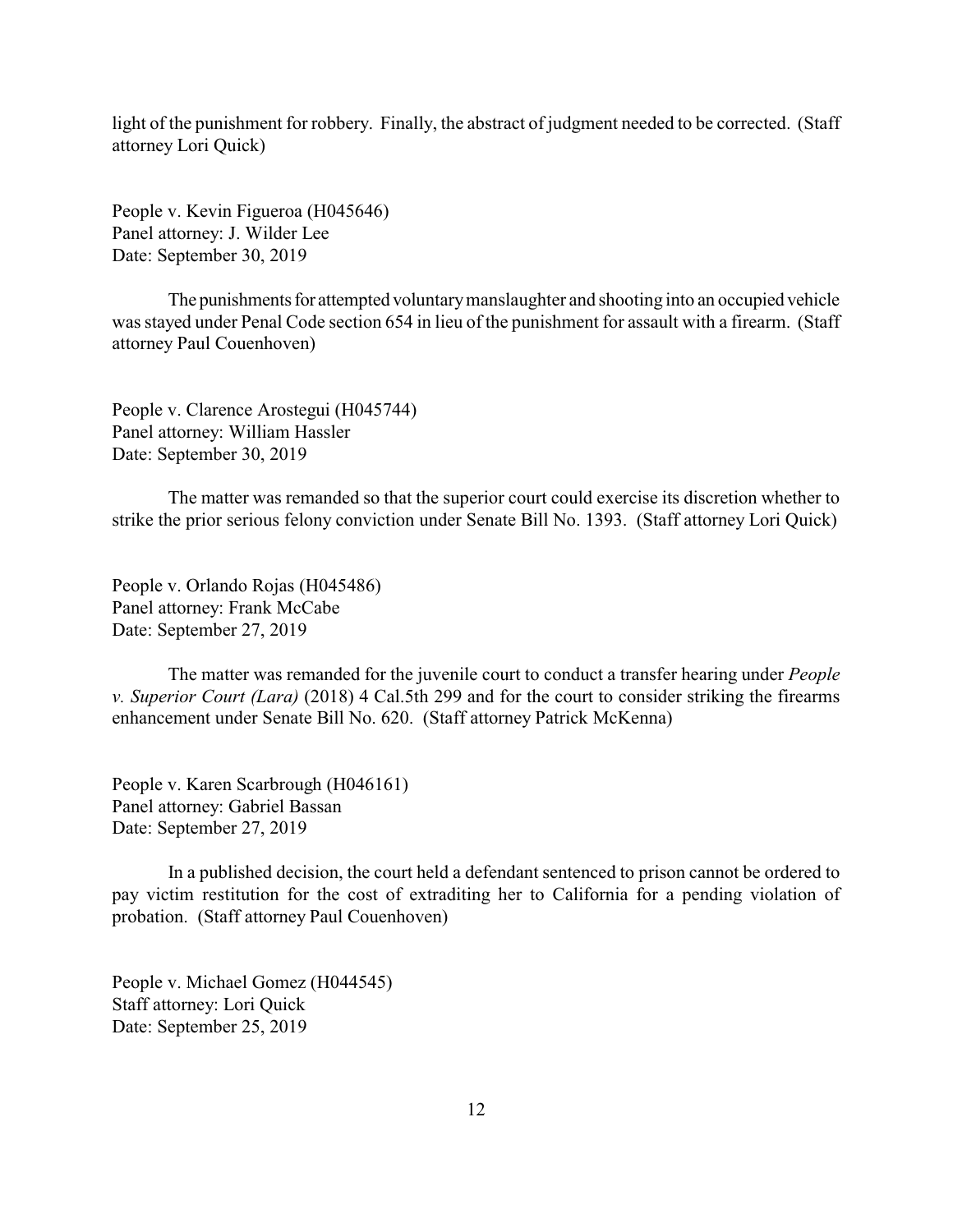light of the punishment for robbery. Finally, the abstract of judgment needed to be corrected. (Staff attorney Lori Quick)

People v. Kevin Figueroa (H045646)
Panel attorney: J. Wilder Lee
Date: September 30, 2019

The punishments for attempted voluntary manslaughter and shooting into an occupied vehicle was stayed under Penal Code section 654 in lieu of the punishment for assault with a firearm. (Staff attorney Paul Couenhoven)

People v. Clarence Arostegui (H045744)
Panel attorney: William Hassler
Date: September 30, 2019

The matter was remanded so that the superior court could exercise its discretion whether to strike the prior serious felony conviction under Senate Bill No. 1393. (Staff attorney Lori Quick)

People v. Orlando Rojas (H045486)
Panel attorney: Frank McCabe
Date: September 27, 2019

The matter was remanded for the juvenile court to conduct a transfer hearing under *People v. Superior Court (Lara)* (2018) 4 Cal.5th 299 and for the court to consider striking the firearms enhancement under Senate Bill No. 620. (Staff attorney Patrick McKenna)

People v. Karen Scarbrough (H046161)
Panel attorney: Gabriel Bassan
Date: September 27, 2019

In a published decision, the court held a defendant sentenced to prison cannot be ordered to pay victim restitution for the cost of extraditing her to California for a pending violation of probation. (Staff attorney Paul Couenhoven)

People v. Michael Gomez (H044545)
Staff attorney: Lori Quick
Date: September 25, 2019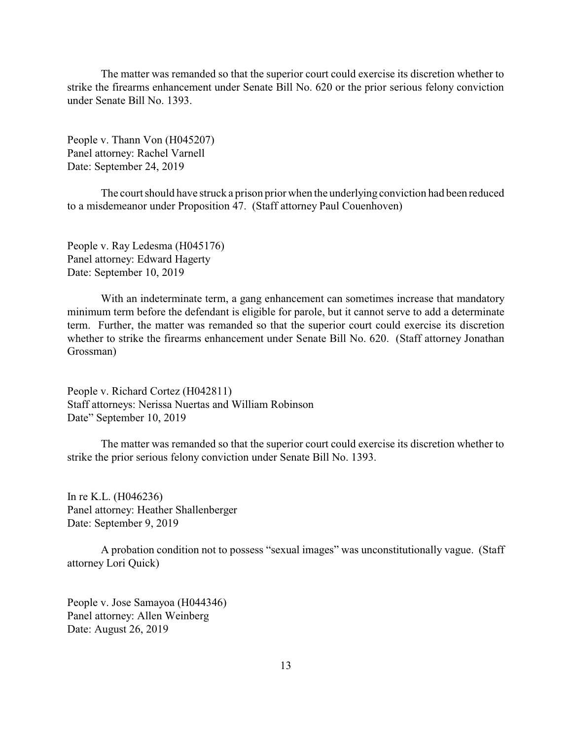The matter was remanded so that the superior court could exercise its discretion whether to strike the firearms enhancement under Senate Bill No. 620 or the prior serious felony conviction under Senate Bill No. 1393.

People v. Thann Von (H045207)
Panel attorney: Rachel Varnell
Date: September 24, 2019

The court should have struck a prison prior when the underlying conviction had been reduced to a misdemeanor under Proposition 47. (Staff attorney Paul Couenhoven)

People v. Ray Ledesma (H045176)
Panel attorney: Edward Hagerty
Date: September 10, 2019

With an indeterminate term, a gang enhancement can sometimes increase that mandatory minimum term before the defendant is eligible for parole, but it cannot serve to add a determinate term. Further, the matter was remanded so that the superior court could exercise its discretion whether to strike the firearms enhancement under Senate Bill No. 620. (Staff attorney Jonathan Grossman)

People v. Richard Cortez (H042811)
Staff attorneys: Nerissa Nuertas and William Robinson
Date" September 10, 2019

The matter was remanded so that the superior court could exercise its discretion whether to strike the prior serious felony conviction under Senate Bill No. 1393.

In re K.L. (H046236)
Panel attorney: Heather Shallenberger
Date: September 9, 2019

A probation condition not to possess "sexual images" was unconstitutionally vague. (Staff attorney Lori Quick)

People v. Jose Samayoa (H044346)
Panel attorney: Allen Weinberg
Date: August 26, 2019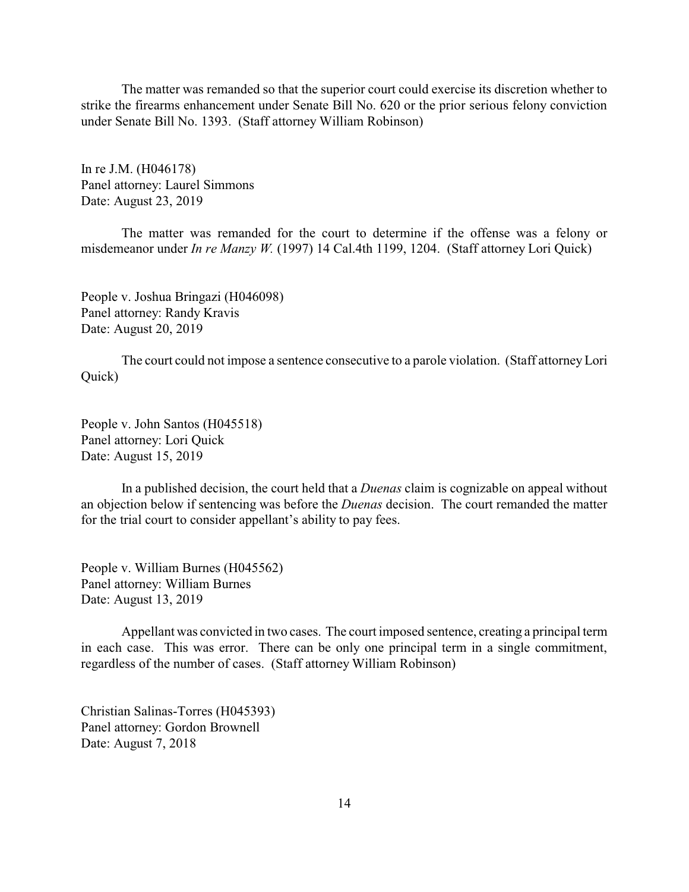The matter was remanded so that the superior court could exercise its discretion whether to strike the firearms enhancement under Senate Bill No. 620 or the prior serious felony conviction under Senate Bill No. 1393. (Staff attorney William Robinson)

In re J.M. (H046178)
Panel attorney: Laurel Simmons
Date: August 23, 2019

The matter was remanded for the court to determine if the offense was a felony or misdemeanor under *In re Manzy W.* (1997) 14 Cal.4th 1199, 1204. (Staff attorney Lori Quick)

People v. Joshua Bringazi (H046098)
Panel attorney: Randy Kravis
Date: August 20, 2019

The court could not impose a sentence consecutive to a parole violation. (Staff attorney Lori Quick)

People v. John Santos (H045518)
Panel attorney: Lori Quick
Date: August 15, 2019

In a published decision, the court held that a *Duenas* claim is cognizable on appeal without an objection below if sentencing was before the *Duenas* decision. The court remanded the matter for the trial court to consider appellant's ability to pay fees.

People v. William Burnes (H045562)
Panel attorney: William Burnes
Date: August 13, 2019

Appellant was convicted in two cases. The court imposed sentence, creating a principal term in each case. This was error. There can be only one principal term in a single commitment, regardless of the number of cases. (Staff attorney William Robinson)

Christian Salinas-Torres (H045393)
Panel attorney: Gordon Brownell
Date: August 7, 2018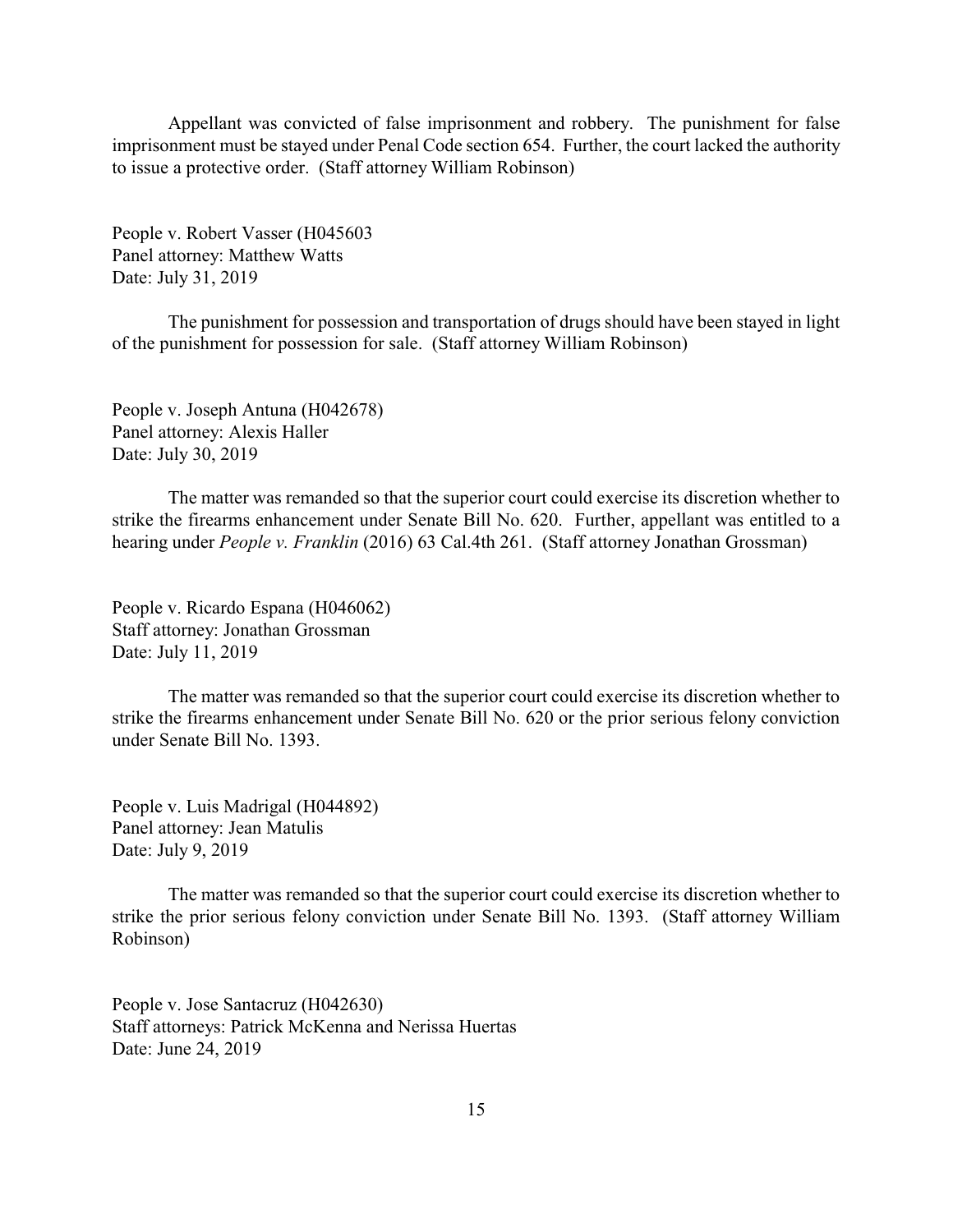Appellant was convicted of false imprisonment and robbery. The punishment for false imprisonment must be stayed under Penal Code section 654. Further, the court lacked the authority to issue a protective order. (Staff attorney William Robinson)

People v. Robert Vasser (H045603
Panel attorney: Matthew Watts
Date: July 31, 2019

The punishment for possession and transportation of drugs should have been stayed in light of the punishment for possession for sale. (Staff attorney William Robinson)

People v. Joseph Antuna (H042678)
Panel attorney: Alexis Haller
Date: July 30, 2019

The matter was remanded so that the superior court could exercise its discretion whether to strike the firearms enhancement under Senate Bill No. 620. Further, appellant was entitled to a hearing under *People v. Franklin* (2016) 63 Cal.4th 261. (Staff attorney Jonathan Grossman)

People v. Ricardo Espana (H046062)
Staff attorney: Jonathan Grossman
Date: July 11, 2019

The matter was remanded so that the superior court could exercise its discretion whether to strike the firearms enhancement under Senate Bill No. 620 or the prior serious felony conviction under Senate Bill No. 1393.

People v. Luis Madrigal (H044892)
Panel attorney: Jean Matulis
Date: July 9, 2019

The matter was remanded so that the superior court could exercise its discretion whether to strike the prior serious felony conviction under Senate Bill No. 1393. (Staff attorney William Robinson)

People v. Jose Santacruz (H042630)
Staff attorneys: Patrick McKenna and Nerissa Huertas
Date: June 24, 2019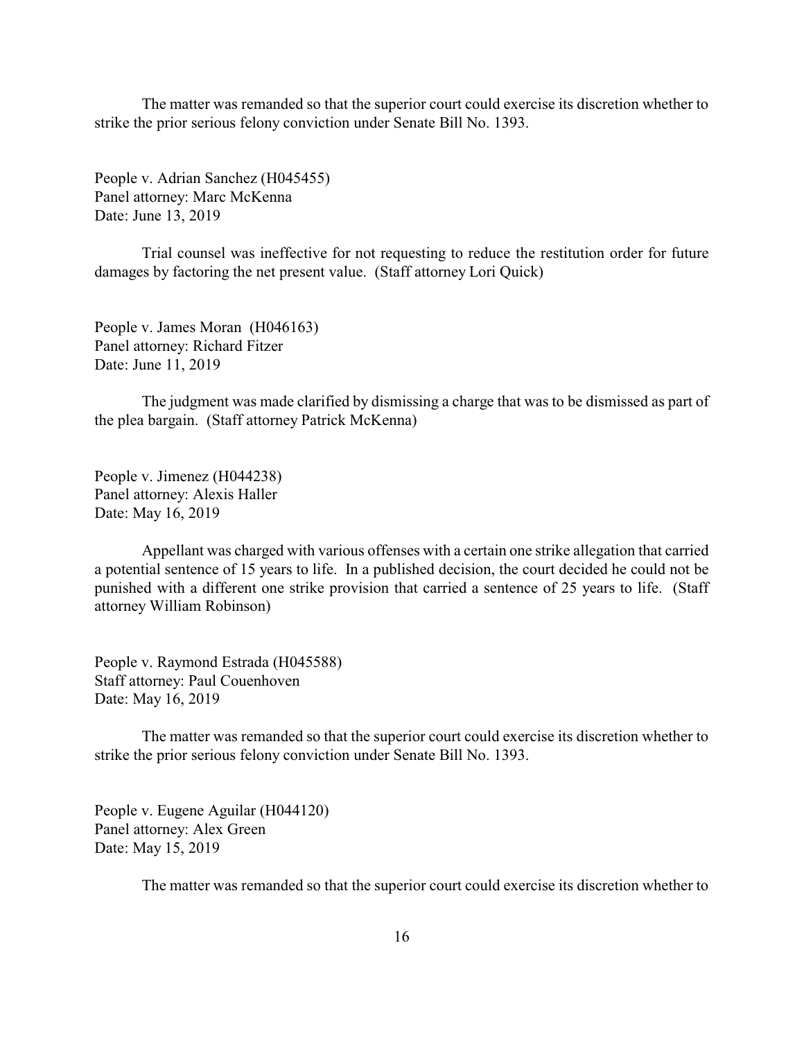The matter was remanded so that the superior court could exercise its discretion whether to strike the prior serious felony conviction under Senate Bill No. 1393.

People v. Adrian Sanchez (H045455)
Panel attorney: Marc McKenna
Date: June 13, 2019

Trial counsel was ineffective for not requesting to reduce the restitution order for future damages by factoring the net present value. (Staff attorney Lori Quick)

People v. James Moran (H046163)
Panel attorney: Richard Fitzer
Date: June 11, 2019

The judgment was made clarified by dismissing a charge that was to be dismissed as part of the plea bargain. (Staff attorney Patrick McKenna)

People v. Jimenez (H044238)
Panel attorney: Alexis Haller
Date: May 16, 2019

Appellant was charged with various offenses with a certain one strike allegation that carried a potential sentence of 15 years to life. In a published decision, the court decided he could not be punished with a different one strike provision that carried a sentence of 25 years to life. (Staff attorney William Robinson)

People v. Raymond Estrada (H045588)
Staff attorney: Paul Couenhoven
Date: May 16, 2019

The matter was remanded so that the superior court could exercise its discretion whether to strike the prior serious felony conviction under Senate Bill No. 1393.

People v. Eugene Aguilar (H044120)
Panel attorney: Alex Green
Date: May 15, 2019

The matter was remanded so that the superior court could exercise its discretion whether to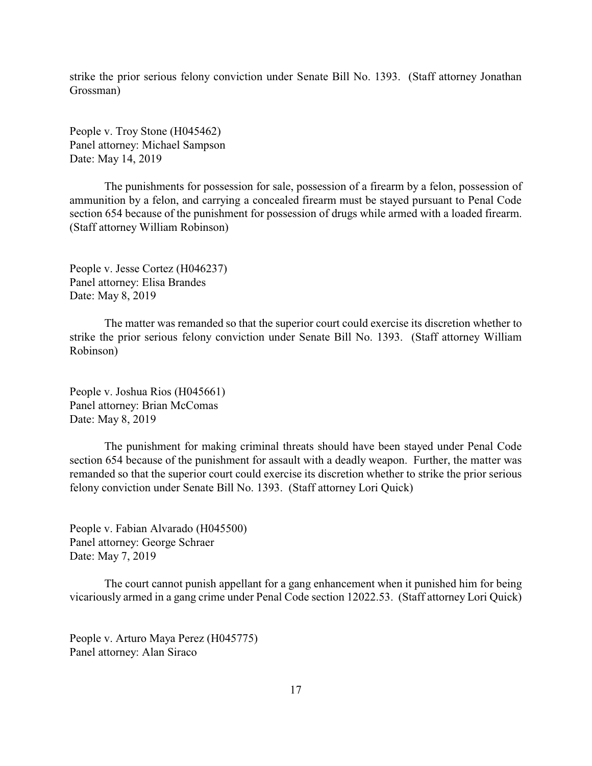strike the prior serious felony conviction under Senate Bill No. 1393. (Staff attorney Jonathan Grossman)

People v. Troy Stone (H045462)
Panel attorney: Michael Sampson
Date: May 14, 2019

The punishments for possession for sale, possession of a firearm by a felon, possession of ammunition by a felon, and carrying a concealed firearm must be stayed pursuant to Penal Code section 654 because of the punishment for possession of drugs while armed with a loaded firearm. (Staff attorney William Robinson)

People v. Jesse Cortez (H046237)
Panel attorney: Elisa Brandes
Date: May 8, 2019

The matter was remanded so that the superior court could exercise its discretion whether to strike the prior serious felony conviction under Senate Bill No. 1393. (Staff attorney William Robinson)

People v. Joshua Rios (H045661)
Panel attorney: Brian McComas
Date: May 8, 2019

The punishment for making criminal threats should have been stayed under Penal Code section 654 because of the punishment for assault with a deadly weapon. Further, the matter was remanded so that the superior court could exercise its discretion whether to strike the prior serious felony conviction under Senate Bill No. 1393. (Staff attorney Lori Quick)

People v. Fabian Alvarado (H045500)
Panel attorney: George Schraer
Date: May 7, 2019

The court cannot punish appellant for a gang enhancement when it punished him for being vicariously armed in a gang crime under Penal Code section 12022.53. (Staff attorney Lori Quick)

People v. Arturo Maya Perez (H045775)
Panel attorney: Alan Siraco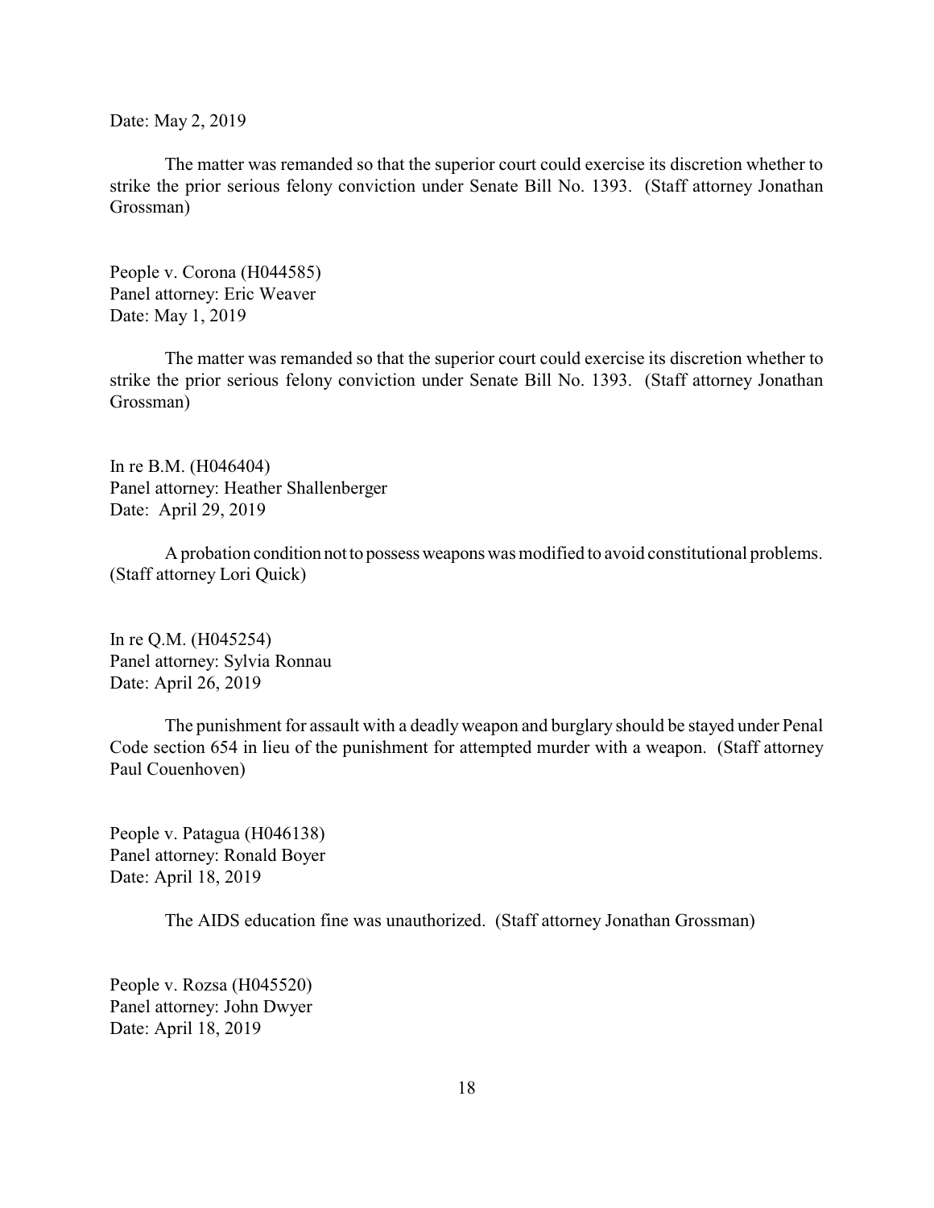Date: May 2, 2019

The matter was remanded so that the superior court could exercise its discretion whether to strike the prior serious felony conviction under Senate Bill No. 1393. (Staff attorney Jonathan Grossman)

People v. Corona (H044585)
Panel attorney: Eric Weaver
Date: May 1, 2019

The matter was remanded so that the superior court could exercise its discretion whether to strike the prior serious felony conviction under Senate Bill No. 1393. (Staff attorney Jonathan Grossman)

In re B.M. (H046404)
Panel attorney: Heather Shallenberger
Date: April 29, 2019

A probation condition not to possess weapons was modified to avoid constitutional problems. (Staff attorney Lori Quick)

In re Q.M. (H045254)
Panel attorney: Sylvia Ronnau
Date: April 26, 2019

The punishment for assault with a deadly weapon and burglary should be stayed under Penal Code section 654 in lieu of the punishment for attempted murder with a weapon. (Staff attorney Paul Couenhoven)

People v. Patagua (H046138)
Panel attorney: Ronald Boyer
Date: April 18, 2019

The AIDS education fine was unauthorized. (Staff attorney Jonathan Grossman)

People v. Rozsa (H045520)
Panel attorney: John Dwyer
Date: April 18, 2019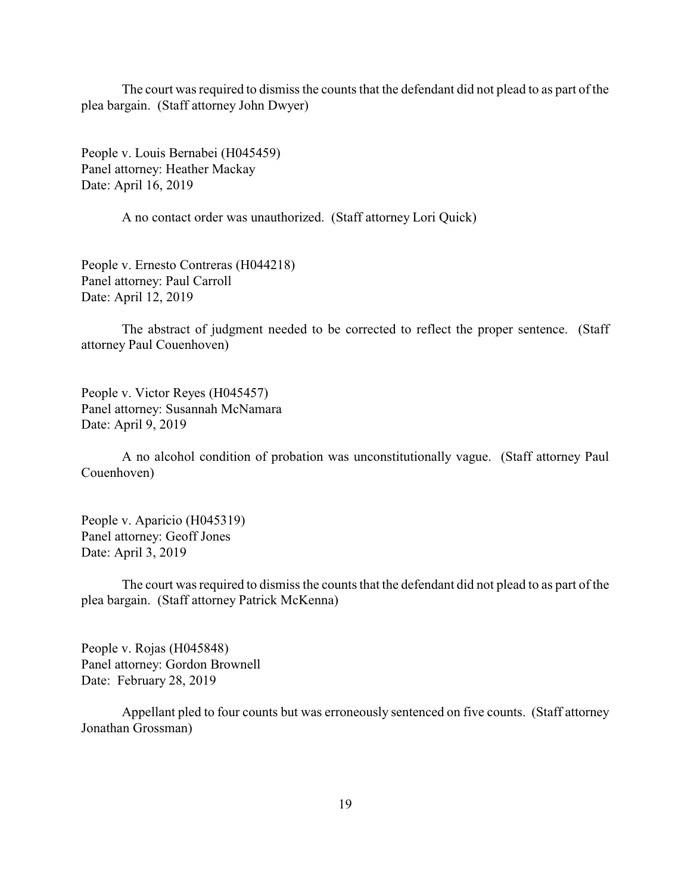The court was required to dismiss the counts that the defendant did not plead to as part of the plea bargain. (Staff attorney John Dwyer)

People v. Louis Bernabei (H045459)
Panel attorney: Heather Mackay
Date: April 16, 2019

A no contact order was unauthorized. (Staff attorney Lori Quick)

People v. Ernesto Contreras (H044218)
Panel attorney: Paul Carroll
Date: April 12, 2019

The abstract of judgment needed to be corrected to reflect the proper sentence. (Staff attorney Paul Couenhoven)

People v. Victor Reyes (H045457)
Panel attorney: Susannah McNamara
Date: April 9, 2019

A no alcohol condition of probation was unconstitutionally vague. (Staff attorney Paul Couenhoven)

People v. Aparicio (H045319)
Panel attorney: Geoff Jones
Date: April 3, 2019

The court was required to dismiss the counts that the defendant did not plead to as part of the plea bargain. (Staff attorney Patrick McKenna)

People v. Rojas (H045848)
Panel attorney: Gordon Brownell
Date: February 28, 2019

Appellant pled to four counts but was erroneously sentenced on five counts. (Staff attorney Jonathan Grossman)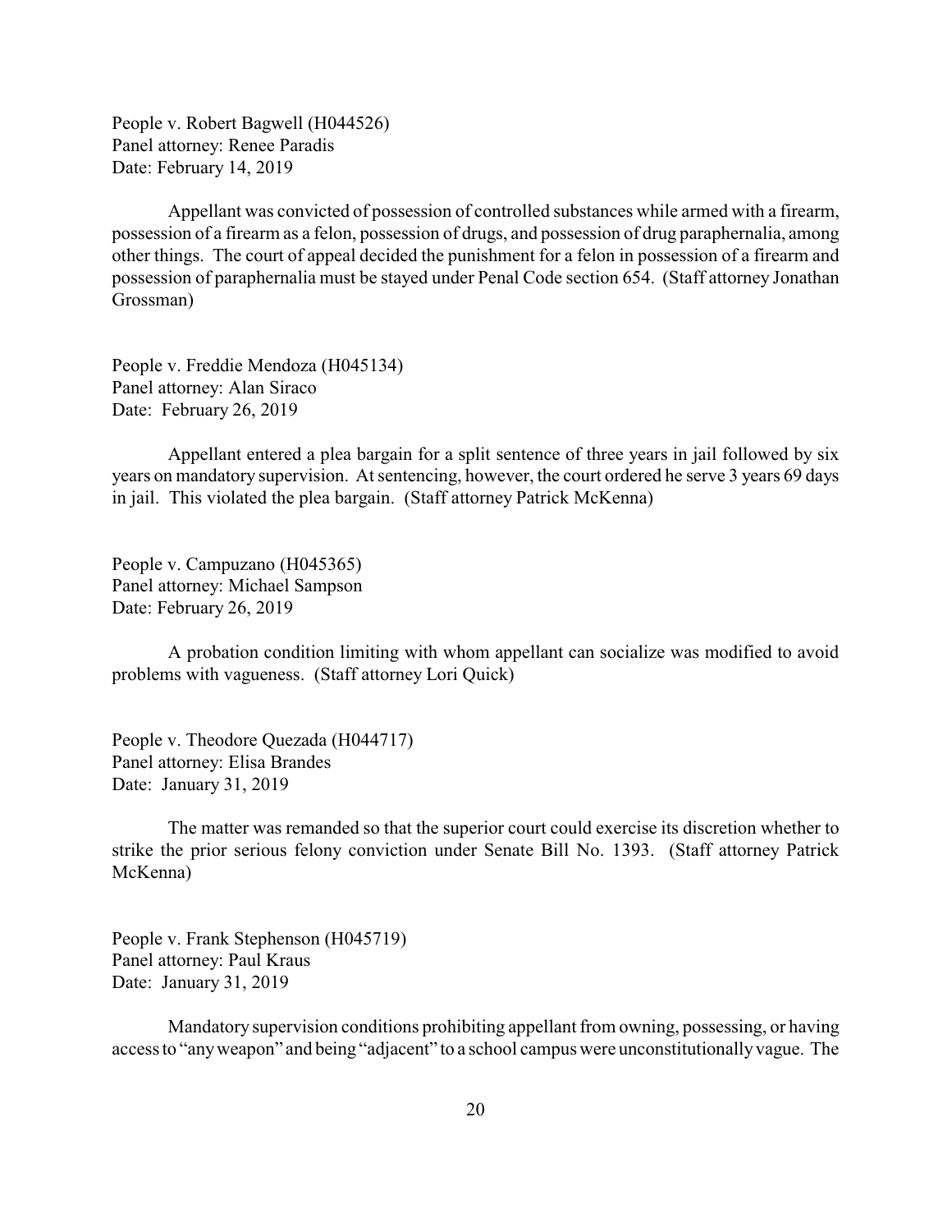People v. Robert Bagwell (H044526)
Panel attorney: Renee Paradis
Date: February 14, 2019

Appellant was convicted of possession of controlled substances while armed with a firearm, possession of a firearm as a felon, possession of drugs, and possession of drug paraphernalia, among other things. The court of appeal decided the punishment for a felon in possession of a firearm and possession of paraphernalia must be stayed under Penal Code section 654. (Staff attorney Jonathan Grossman)

People v. Freddie Mendoza (H045134)
Panel attorney: Alan Siraco
Date: February 26, 2019

Appellant entered a plea bargain for a split sentence of three years in jail followed by six years on mandatory supervision. At sentencing, however, the court ordered he serve 3 years 69 days in jail. This violated the plea bargain. (Staff attorney Patrick McKenna)

People v. Campuzano (H045365)
Panel attorney: Michael Sampson
Date: February 26, 2019

A probation condition limiting with whom appellant can socialize was modified to avoid problems with vagueness. (Staff attorney Lori Quick)

People v. Theodore Quezada (H044717)
Panel attorney: Elisa Brandes
Date: January 31, 2019

The matter was remanded so that the superior court could exercise its discretion whether to strike the prior serious felony conviction under Senate Bill No. 1393. (Staff attorney Patrick McKenna)

People v. Frank Stephenson (H045719)
Panel attorney: Paul Kraus
Date: January 31, 2019

Mandatory supervision conditions prohibiting appellant from owning, possessing, or having access to "any weapon" and being "adjacent" to a school campus were unconstitutionally vague. The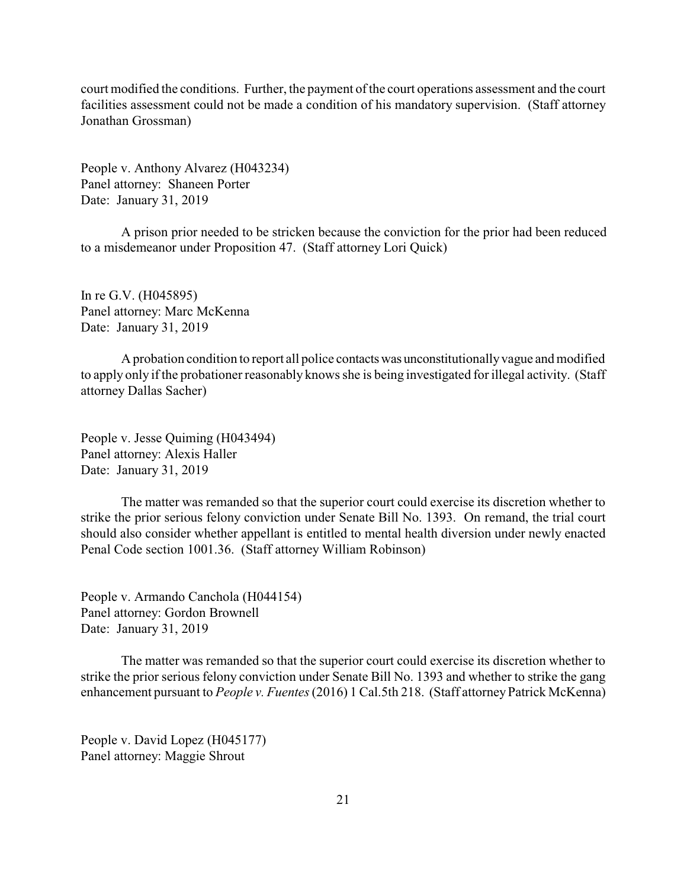court modified the conditions. Further, the payment of the court operations assessment and the court facilities assessment could not be made a condition of his mandatory supervision. (Staff attorney Jonathan Grossman)

People v. Anthony Alvarez (H043234)
Panel attorney: Shaneen Porter
Date: January 31, 2019

A prison prior needed to be stricken because the conviction for the prior had been reduced to a misdemeanor under Proposition 47. (Staff attorney Lori Quick)

In re G.V. (H045895)
Panel attorney: Marc McKenna
Date: January 31, 2019

A probation condition to report all police contacts was unconstitutionally vague and modified to apply only if the probationer reasonably knows she is being investigated for illegal activity. (Staff attorney Dallas Sacher)

People v. Jesse Quiming (H043494)
Panel attorney: Alexis Haller
Date: January 31, 2019

The matter was remanded so that the superior court could exercise its discretion whether to strike the prior serious felony conviction under Senate Bill No. 1393. On remand, the trial court should also consider whether appellant is entitled to mental health diversion under newly enacted Penal Code section 1001.36. (Staff attorney William Robinson)

People v. Armando Canchola (H044154)
Panel attorney: Gordon Brownell
Date: January 31, 2019

The matter was remanded so that the superior court could exercise its discretion whether to strike the prior serious felony conviction under Senate Bill No. 1393 and whether to strike the gang enhancement pursuant to *People v. Fuentes* (2016) 1 Cal.5th 218. (Staff attorney Patrick McKenna)

People v. David Lopez (H045177)
Panel attorney: Maggie Shrout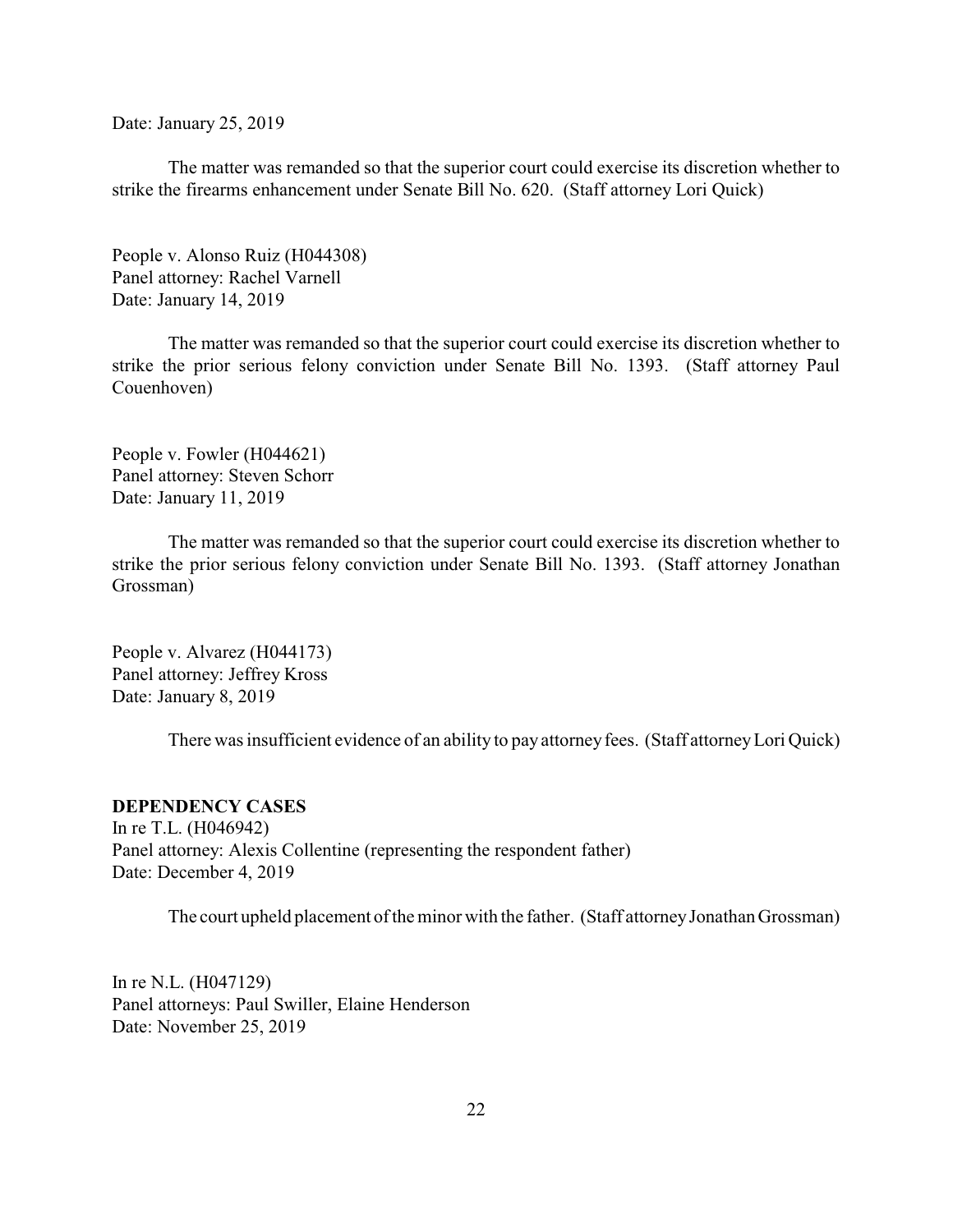Date: January 25, 2019

The matter was remanded so that the superior court could exercise its discretion whether to strike the firearms enhancement under Senate Bill No. 620. (Staff attorney Lori Quick)

People v. Alonso Ruiz (H044308)
Panel attorney: Rachel Varnell
Date: January 14, 2019

The matter was remanded so that the superior court could exercise its discretion whether to strike the prior serious felony conviction under Senate Bill No. 1393. (Staff attorney Paul Couenhoven)

People v. Fowler (H044621)
Panel attorney: Steven Schorr
Date: January 11, 2019

The matter was remanded so that the superior court could exercise its discretion whether to strike the prior serious felony conviction under Senate Bill No. 1393. (Staff attorney Jonathan Grossman)

People v. Alvarez (H044173)
Panel attorney: Jeffrey Kross
Date: January 8, 2019

There was insufficient evidence of an ability to pay attorney fees. (Staff attorney Lori Quick)

**DEPENDENCY CASES**

In re T.L. (H046942)
Panel attorney: Alexis Collentine (representing the respondent father)
Date: December 4, 2019

The court upheld placement of the minor with the father. (Staff attorney Jonathan Grossman)

In re N.L. (H047129)
Panel attorneys: Paul Swiller, Elaine Henderson
Date: November 25, 2019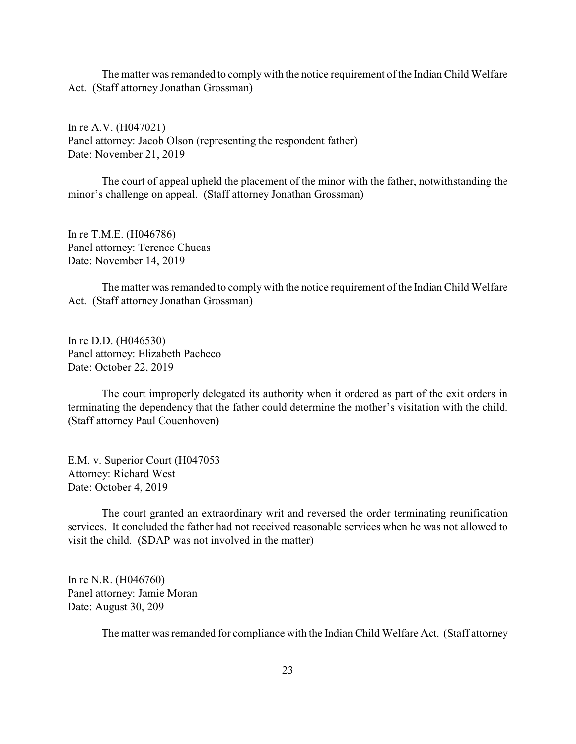The matter was remanded to comply with the notice requirement of the Indian Child Welfare Act. (Staff attorney Jonathan Grossman)

In re A.V. (H047021)
Panel attorney: Jacob Olson (representing the respondent father)
Date: November 21, 2019

The court of appeal upheld the placement of the minor with the father, notwithstanding the minor's challenge on appeal. (Staff attorney Jonathan Grossman)

In re T.M.E. (H046786)
Panel attorney: Terence Chucas
Date: November 14, 2019

The matter was remanded to comply with the notice requirement of the Indian Child Welfare Act. (Staff attorney Jonathan Grossman)

In re D.D. (H046530)
Panel attorney: Elizabeth Pacheco
Date: October 22, 2019

The court improperly delegated its authority when it ordered as part of the exit orders in terminating the dependency that the father could determine the mother's visitation with the child. (Staff attorney Paul Couenhoven)

E.M. v. Superior Court (H047053
Attorney: Richard West
Date: October 4, 2019

The court granted an extraordinary writ and reversed the order terminating reunification services. It concluded the father had not received reasonable services when he was not allowed to visit the child. (SDAP was not involved in the matter)

In re N.R. (H046760)
Panel attorney: Jamie Moran
Date: August 30, 209

The matter was remanded for compliance with the Indian Child Welfare Act. (Staff attorney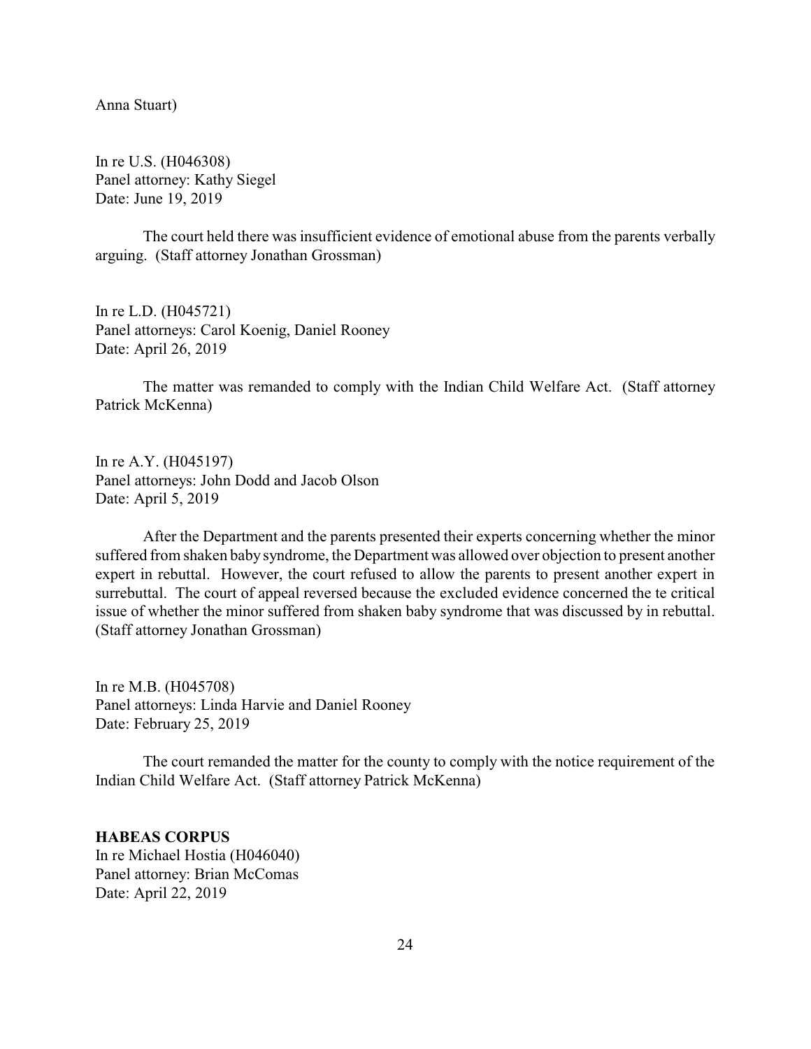Anna Stuart)

In re U.S. (H046308)
Panel attorney: Kathy Siegel
Date: June 19, 2019

The court held there was insufficient evidence of emotional abuse from the parents verbally arguing. (Staff attorney Jonathan Grossman)

In re L.D. (H045721)
Panel attorneys: Carol Koenig, Daniel Rooney
Date: April 26, 2019

The matter was remanded to comply with the Indian Child Welfare Act. (Staff attorney Patrick McKenna)

In re A.Y. (H045197)
Panel attorneys: John Dodd and Jacob Olson
Date: April 5, 2019

After the Department and the parents presented their experts concerning whether the minor suffered from shaken baby syndrome, the Department was allowed over objection to present another expert in rebuttal. However, the court refused to allow the parents to present another expert in surrebuttal. The court of appeal reversed because the excluded evidence concerned the te critical issue of whether the minor suffered from shaken baby syndrome that was discussed by in rebuttal. (Staff attorney Jonathan Grossman)

In re M.B. (H045708)
Panel attorneys: Linda Harvie and Daniel Rooney
Date: February 25, 2019

The court remanded the matter for the county to comply with the notice requirement of the Indian Child Welfare Act. (Staff attorney Patrick McKenna)

**HABEAS CORPUS**

In re Michael Hostia (H046040)
Panel attorney: Brian McComas
Date: April 22, 2019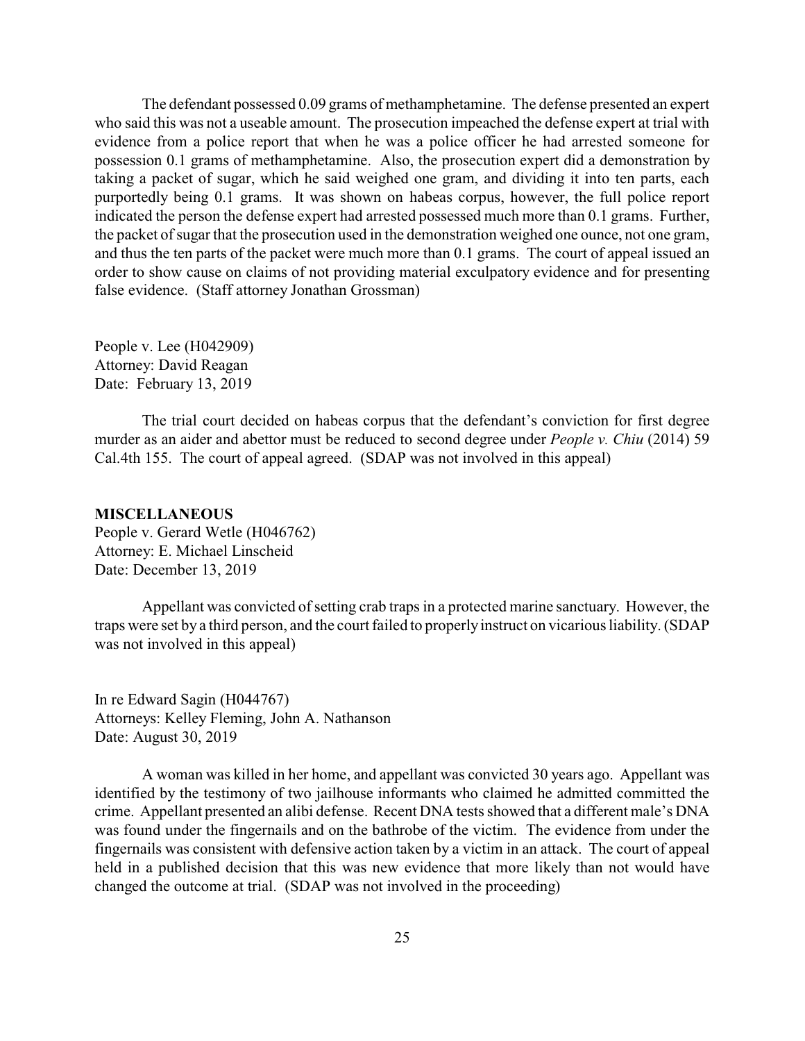The defendant possessed 0.09 grams of methamphetamine. The defense presented an expert who said this was not a useable amount. The prosecution impeached the defense expert at trial with evidence from a police report that when he was a police officer he had arrested someone for possession 0.1 grams of methamphetamine. Also, the prosecution expert did a demonstration by taking a packet of sugar, which he said weighed one gram, and dividing it into ten parts, each purportedly being 0.1 grams. It was shown on habeas corpus, however, the full police report indicated the person the defense expert had arrested possessed much more than 0.1 grams. Further, the packet of sugar that the prosecution used in the demonstration weighed one ounce, not one gram, and thus the ten parts of the packet were much more than 0.1 grams. The court of appeal issued an order to show cause on claims of not providing material exculpatory evidence and for presenting false evidence. (Staff attorney Jonathan Grossman)

People v. Lee (H042909)
Attorney: David Reagan
Date: February 13, 2019

The trial court decided on habeas corpus that the defendant's conviction for first degree murder as an aider and abettor must be reduced to second degree under *People v. Chiu* (2014) 59 Cal.4th 155. The court of appeal agreed. (SDAP was not involved in this appeal)

**MISCELLANEOUS**

People v. Gerard Wetle (H046762)
Attorney: E. Michael Linscheid
Date: December 13, 2019

Appellant was convicted of setting crab traps in a protected marine sanctuary. However, the traps were set by a third person, and the court failed to properly instruct on vicarious liability. (SDAP was not involved in this appeal)

In re Edward Sagin (H044767)
Attorneys: Kelley Fleming, John A. Nathanson
Date: August 30, 2019

A woman was killed in her home, and appellant was convicted 30 years ago. Appellant was identified by the testimony of two jailhouse informants who claimed he admitted committed the crime. Appellant presented an alibi defense. Recent DNA tests showed that a different male's DNA was found under the fingernails and on the bathrobe of the victim. The evidence from under the fingernails was consistent with defensive action taken by a victim in an attack. The court of appeal held in a published decision that this was new evidence that more likely than not would have changed the outcome at trial. (SDAP was not involved in the proceeding)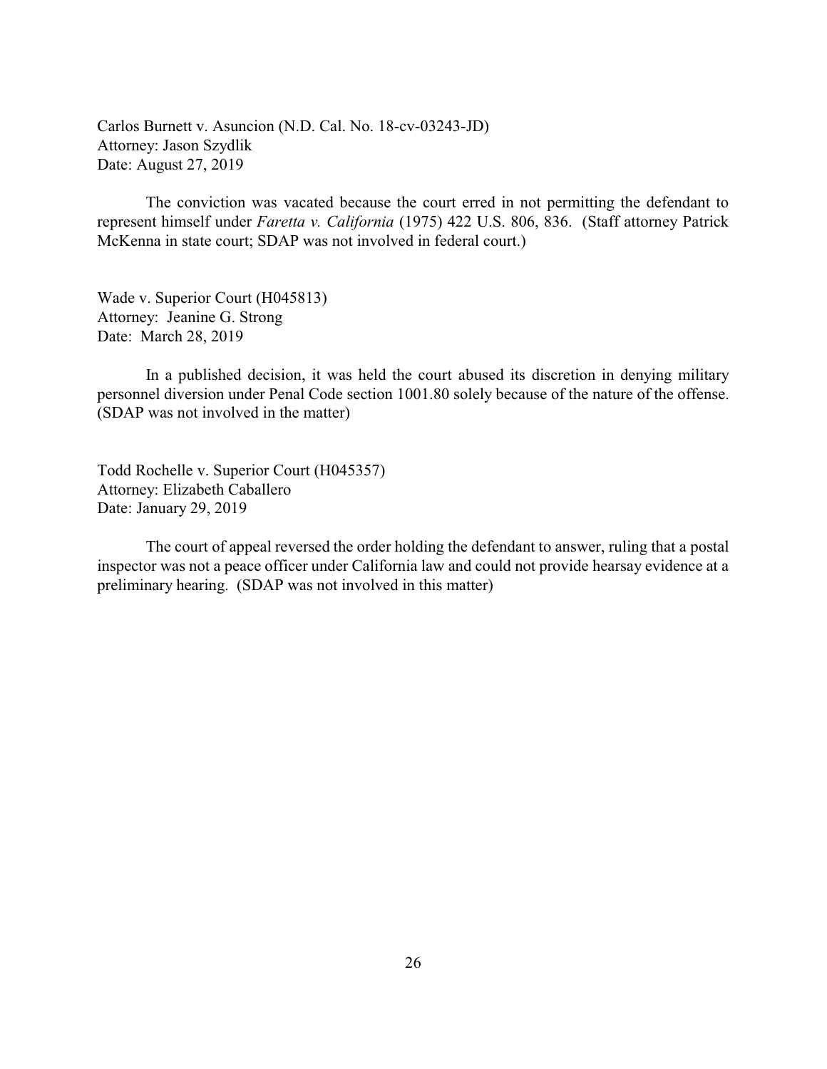Carlos Burnett v. Asuncion (N.D. Cal. No. 18-cv-03243-JD)
Attorney: Jason Szydlik
Date: August 27, 2019

The conviction was vacated because the court erred in not permitting the defendant to represent himself under *Faretta v. California* (1975) 422 U.S. 806, 836. (Staff attorney Patrick McKenna in state court; SDAP was not involved in federal court.)

Wade v. Superior Court (H045813)
Attorney: Jeanine G. Strong
Date: March 28, 2019

In a published decision, it was held the court abused its discretion in denying military personnel diversion under Penal Code section 1001.80 solely because of the nature of the offense. (SDAP was not involved in the matter)

Todd Rochelle v. Superior Court (H045357)
Attorney: Elizabeth Caballero
Date: January 29, 2019

The court of appeal reversed the order holding the defendant to answer, ruling that a postal inspector was not a peace officer under California law and could not provide hearsay evidence at a preliminary hearing. (SDAP was not involved in this matter)